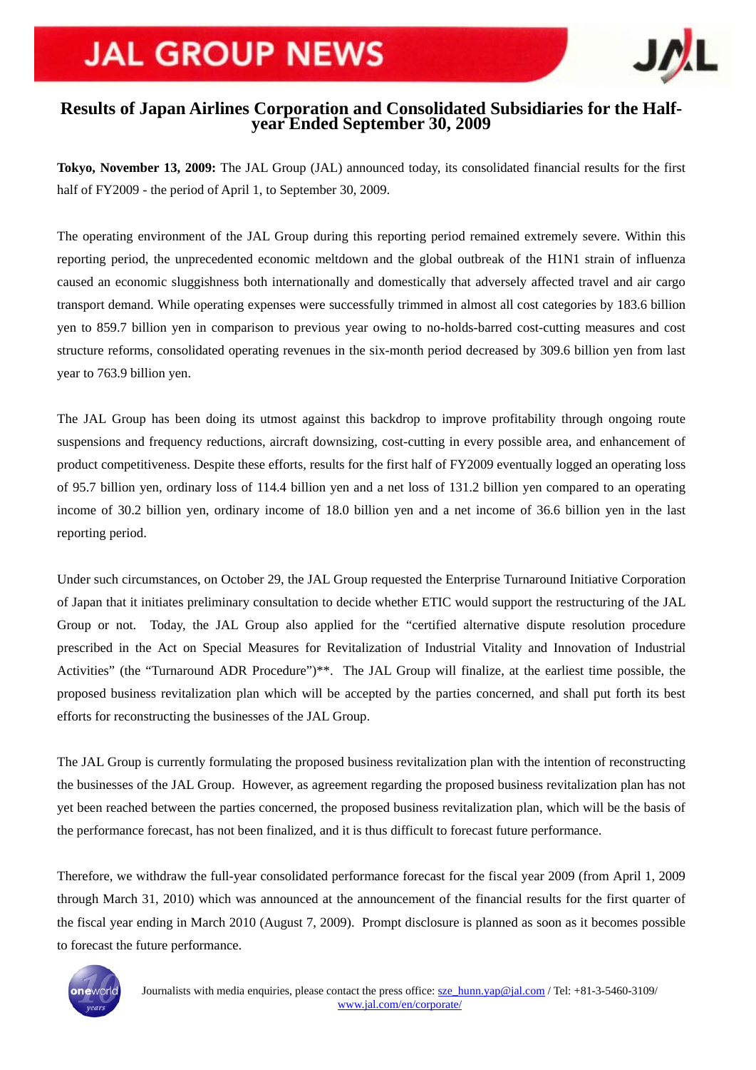# JAL GROUP NEWS

## Results of Japan Airlines Corporation and Consolidated Subsidiaries for the Half-year Ended September 30, 2009

**Tokyo, November 13, 2009:** The JAL Group (JAL) announced today, its consolidated financial results for the first half of FY2009 - the period of April 1, to September 30, 2009.

The operating environment of the JAL Group during this reporting period remained extremely severe. Within this reporting period, the unprecedented economic meltdown and the global outbreak of the H1N1 strain of influenza caused an economic sluggishness both internationally and domestically that adversely affected travel and air cargo transport demand. While operating expenses were successfully trimmed in almost all cost categories by 183.6 billion yen to 859.7 billion yen in comparison to previous year owing to no-holds-barred cost-cutting measures and cost structure reforms, consolidated operating revenues in the six-month period decreased by 309.6 billion yen from last year to 763.9 billion yen.

The JAL Group has been doing its utmost against this backdrop to improve profitability through ongoing route suspensions and frequency reductions, aircraft downsizing, cost-cutting in every possible area, and enhancement of product competitiveness. Despite these efforts, results for the first half of FY2009 eventually logged an operating loss of 95.7 billion yen, ordinary loss of 114.4 billion yen and a net loss of 131.2 billion yen compared to an operating income of 30.2 billion yen, ordinary income of 18.0 billion yen and a net income of 36.6 billion yen in the last reporting period.

Under such circumstances, on October 29, the JAL Group requested the Enterprise Turnaround Initiative Corporation of Japan that it initiates preliminary consultation to decide whether ETIC would support the restructuring of the JAL Group or not. Today, the JAL Group also applied for the "certified alternative dispute resolution procedure prescribed in the Act on Special Measures for Revitalization of Industrial Vitality and Innovation of Industrial Activities" (the "Turnaround ADR Procedure")**. The JAL Group will finalize, at the earliest time possible, the proposed business revitalization plan which will be accepted by the parties concerned, and shall put forth its best efforts for reconstructing the businesses of the JAL Group.

The JAL Group is currently formulating the proposed business revitalization plan with the intention of reconstructing the businesses of the JAL Group. However, as agreement regarding the proposed business revitalization plan has not yet been reached between the parties concerned, the proposed business revitalization plan, which will be the basis of the performance forecast, has not been finalized, and it is thus difficult to forecast future performance.

Therefore, we withdraw the full-year consolidated performance forecast for the fiscal year 2009 (from April 1, 2009 through March 31, 2010) which was announced at the announcement of the financial results for the first quarter of the fiscal year ending in March 2010 (August 7, 2009). Prompt disclosure is planned as soon as it becomes possible to forecast the future performance.

Journalists with media enquiries, please contact the press office: sze_hunn.yap@jal.com / Tel: +81-3-5460-3109/ www.jal.com/en/corporate/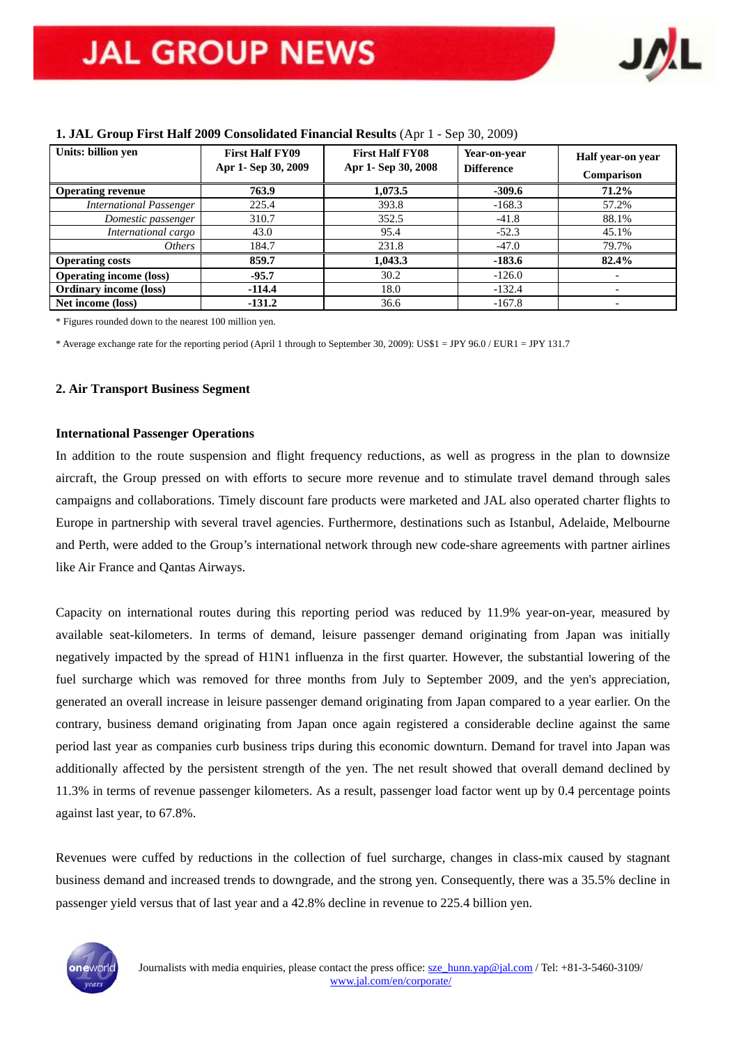**1. JAL Group First Half 2009 Consolidated Financial Results** (Apr 1 - Sep 30, 2009)

| Units: billion yen | First Half FY09 Apr 1- Sep 30, 2009 | First Half FY08 Apr 1- Sep 30, 2008 | Year-on-year Difference | Half year-on year Comparison |
|---|---|---|---|---|
| **Operating revenue** | **763.9** | **1,073.5** | **-309.6** | **71.2%** |
| *International Passenger* | 225.4 | 393.8 | -168.3 | 57.2% |
| *Domestic passenger* | 310.7 | 352.5 | -41.8 | 88.1% |
| *International cargo* | 43.0 | 95.4 | -52.3 | 45.1% |
| *Others* | 184.7 | 231.8 | -47.0 | 79.7% |
| **Operating costs** | **859.7** | **1,043.3** | **-183.6** | **82.4%** |
| **Operating income (loss)** | **-95.7** | 30.2 | -126.0 | - |
| **Ordinary income (loss)** | **-114.4** | 18.0 | -132.4 | - |
| **Net income (loss)** | **-131.2** | 36.6 | -167.8 | - |

* Figures rounded down to the nearest 100 million yen.

* Average exchange rate for the reporting period (April 1 through to September 30, 2009): US$1 = JPY 96.0 / EUR1 = JPY 131.7

## 2. Air Transport Business Segment

### International Passenger Operations

In addition to the route suspension and flight frequency reductions, as well as progress in the plan to downsize aircraft, the Group pressed on with efforts to secure more revenue and to stimulate travel demand through sales campaigns and collaborations. Timely discount fare products were marketed and JAL also operated charter flights to Europe in partnership with several travel agencies. Furthermore, destinations such as Istanbul, Adelaide, Melbourne and Perth, were added to the Group's international network through new code-share agreements with partner airlines like Air France and Qantas Airways.

Capacity on international routes during this reporting period was reduced by 11.9% year-on-year, measured by available seat-kilometers. In terms of demand, leisure passenger demand originating from Japan was initially negatively impacted by the spread of H1N1 influenza in the first quarter. However, the substantial lowering of the fuel surcharge which was removed for three months from July to September 2009, and the yen's appreciation, generated an overall increase in leisure passenger demand originating from Japan compared to a year earlier. On the contrary, business demand originating from Japan once again registered a considerable decline against the same period last year as companies curb business trips during this economic downturn. Demand for travel into Japan was additionally affected by the persistent strength of the yen. The net result showed that overall demand declined by 11.3% in terms of revenue passenger kilometers. As a result, passenger load factor went up by 0.4 percentage points against last year, to 67.8%.

Revenues were cuffed by reductions in the collection of fuel surcharge, changes in class-mix caused by stagnant business demand and increased trends to downgrade, and the strong yen. Consequently, there was a 35.5% decline in passenger yield versus that of last year and a 42.8% decline in revenue to 225.4 billion yen.

Journalists with media enquiries, please contact the press office: sze_hunn.yap@jal.com / Tel: +81-3-5460-3109/ www.jal.com/en/corporate/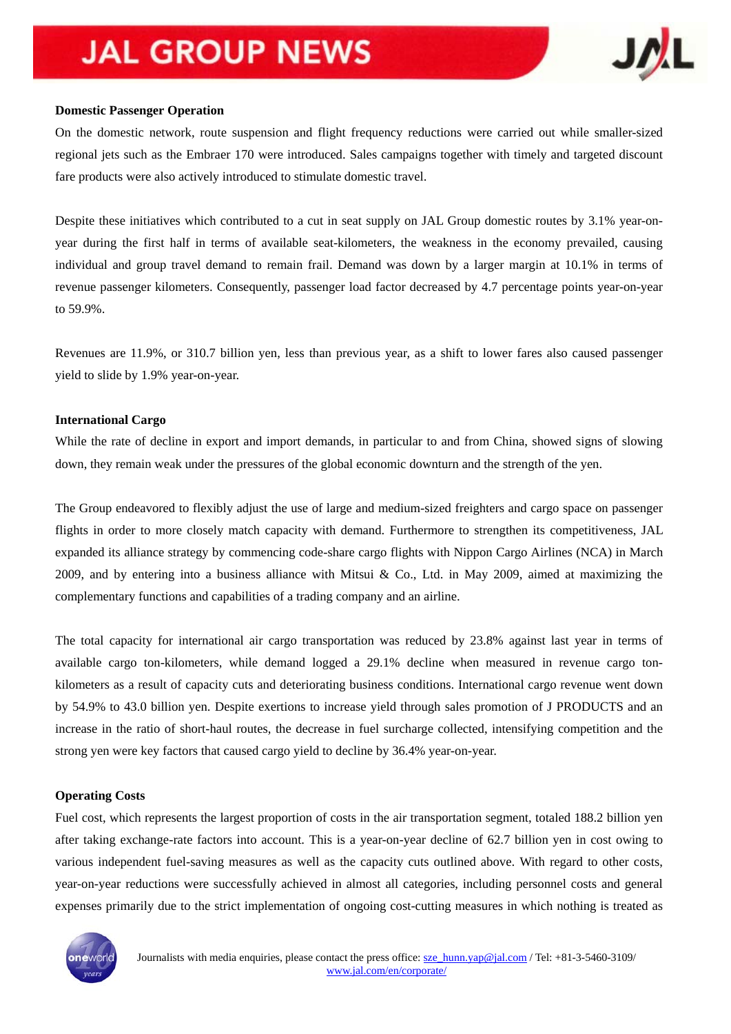**Domestic Passenger Operation**

On the domestic network, route suspension and flight frequency reductions were carried out while smaller-sized regional jets such as the Embraer 170 were introduced. Sales campaigns together with timely and targeted discount fare products were also actively introduced to stimulate domestic travel.

Despite these initiatives which contributed to a cut in seat supply on JAL Group domestic routes by 3.1% year-on-year during the first half in terms of available seat-kilometers, the weakness in the economy prevailed, causing individual and group travel demand to remain frail. Demand was down by a larger margin at 10.1% in terms of revenue passenger kilometers. Consequently, passenger load factor decreased by 4.7 percentage points year-on-year to 59.9%.

Revenues are 11.9%, or 310.7 billion yen, less than previous year, as a shift to lower fares also caused passenger yield to slide by 1.9% year-on-year.

**International Cargo**

While the rate of decline in export and import demands, in particular to and from China, showed signs of slowing down, they remain weak under the pressures of the global economic downturn and the strength of the yen.

The Group endeavored to flexibly adjust the use of large and medium-sized freighters and cargo space on passenger flights in order to more closely match capacity with demand. Furthermore to strengthen its competitiveness, JAL expanded its alliance strategy by commencing code-share cargo flights with Nippon Cargo Airlines (NCA) in March 2009, and by entering into a business alliance with Mitsui & Co., Ltd. in May 2009, aimed at maximizing the complementary functions and capabilities of a trading company and an airline.

The total capacity for international air cargo transportation was reduced by 23.8% against last year in terms of available cargo ton-kilometers, while demand logged a 29.1% decline when measured in revenue cargo ton-kilometers as a result of capacity cuts and deteriorating business conditions. International cargo revenue went down by 54.9% to 43.0 billion yen. Despite exertions to increase yield through sales promotion of J PRODUCTS and an increase in the ratio of short-haul routes, the decrease in fuel surcharge collected, intensifying competition and the strong yen were key factors that caused cargo yield to decline by 36.4% year-on-year.

**Operating Costs**

Fuel cost, which represents the largest proportion of costs in the air transportation segment, totaled 188.2 billion yen after taking exchange-rate factors into account. This is a year-on-year decline of 62.7 billion yen in cost owing to various independent fuel-saving measures as well as the capacity cuts outlined above. With regard to other costs, year-on-year reductions were successfully achieved in almost all categories, including personnel costs and general expenses primarily due to the strict implementation of ongoing cost-cutting measures in which nothing is treated as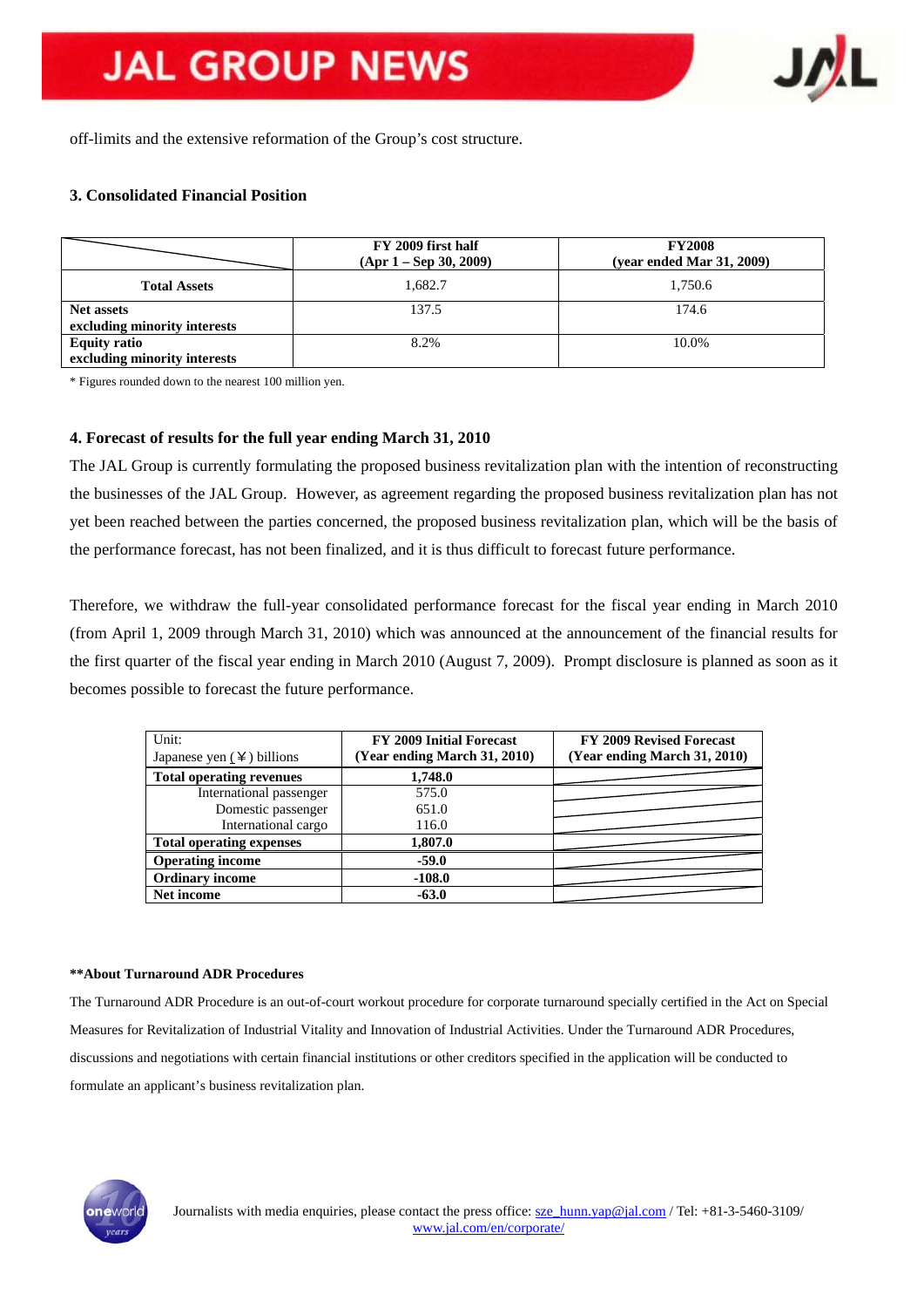off-limits and the extensive reformation of the Group's cost structure.

### 3. Consolidated Financial Position

| | FY 2009 first half (Apr 1 – Sep 30, 2009) | FY2008 (year ended Mar 31, 2009) |
|---|---|---|
| **Total Assets** | 1,682.7 | 1,750.6 |
| **Net assets excluding minority interests** | 137.5 | 174.6 |
| **Equity ratio excluding minority interests** | 8.2% | 10.0% |

\* Figures rounded down to the nearest 100 million yen.

### 4. Forecast of results for the full year ending March 31, 2010

The JAL Group is currently formulating the proposed business revitalization plan with the intention of reconstructing the businesses of the JAL Group. However, as agreement regarding the proposed business revitalization plan has not yet been reached between the parties concerned, the proposed business revitalization plan, which will be the basis of the performance forecast, has not been finalized, and it is thus difficult to forecast future performance.

Therefore, we withdraw the full-year consolidated performance forecast for the fiscal year ending in March 2010 (from April 1, 2009 through March 31, 2010) which was announced at the announcement of the financial results for the first quarter of the fiscal year ending in March 2010 (August 7, 2009). Prompt disclosure is planned as soon as it becomes possible to forecast the future performance.

| Unit: Japanese yen (¥) billions | FY 2009 Initial Forecast (Year ending March 31, 2010) | FY 2009 Revised Forecast (Year ending March 31, 2010) |
|---|---|---|
| **Total operating revenues** | **1,748.0** | |
| International passenger | 575.0 | |
| Domestic passenger | 651.0 | |
| International cargo | 116.0 | |
| **Total operating expenses** | **1,807.0** | |
| **Operating income** | **-59.0** | |
| **Ordinary income** | **-108.0** | |
| **Net income** | **-63.0** | |

**\*\*About Turnaround ADR Procedures**

The Turnaround ADR Procedure is an out-of-court workout procedure for corporate turnaround specially certified in the Act on Special Measures for Revitalization of Industrial Vitality and Innovation of Industrial Activities. Under the Turnaround ADR Procedures, discussions and negotiations with certain financial institutions or other creditors specified in the application will be conducted to formulate an applicant's business revitalization plan.

Journalists with media enquiries, please contact the press office: sze_hunn.yap@jal.com / Tel: +81-3-5460-3109/ www.jal.com/en/corporate/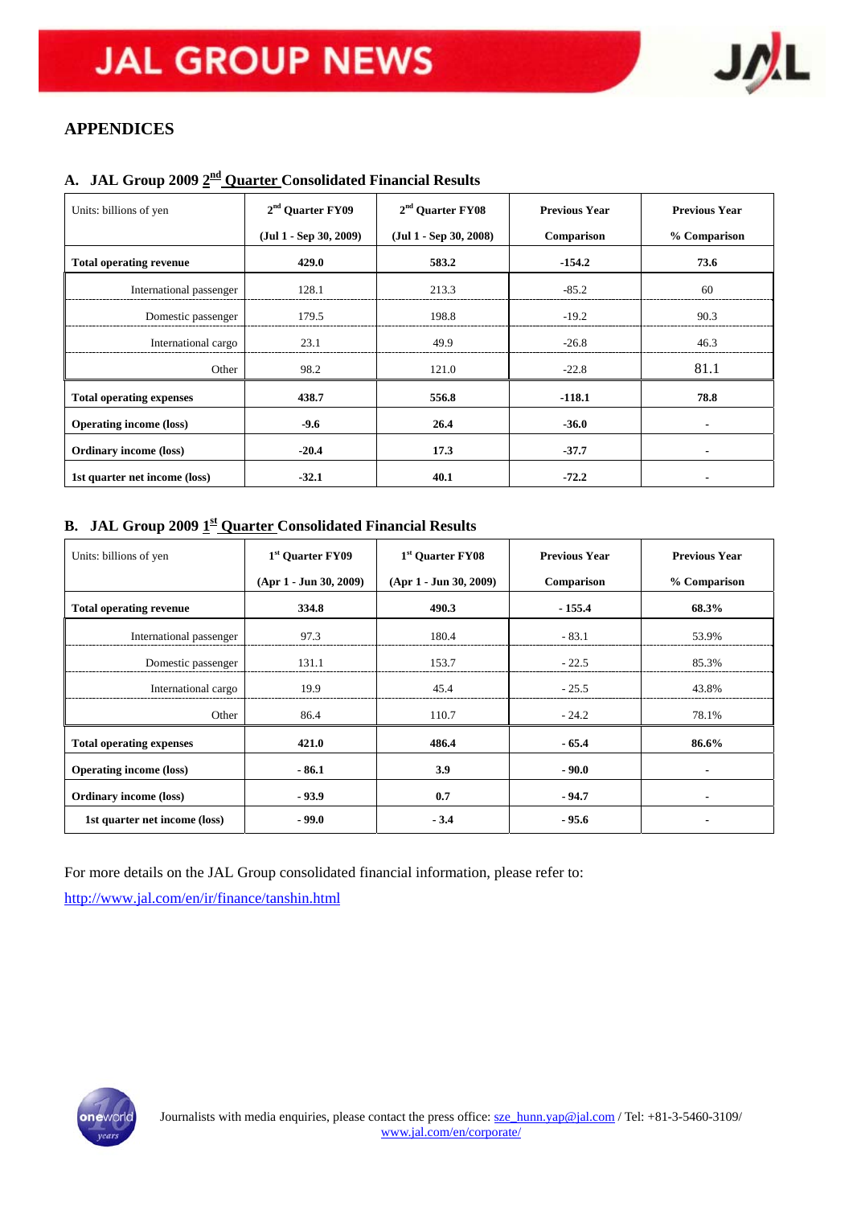## APPENDICES

### A. JAL Group 2009 2nd Quarter Consolidated Financial Results

| Units: billions of yen | 2nd Quarter FY09 (Jul 1 - Sep 30, 2009) | 2nd Quarter FY08 (Jul 1 - Sep 30, 2008) | Previous Year Comparison | Previous Year % Comparison |
|---|---|---|---|---|
| **Total operating revenue** | **429.0** | **583.2** | **-154.2** | **73.6** |
| International passenger | 128.1 | 213.3 | -85.2 | 60 |
| Domestic passenger | 179.5 | 198.8 | -19.2 | 90.3 |
| International cargo | 23.1 | 49.9 | -26.8 | 46.3 |
| Other | 98.2 | 121.0 | -22.8 | 81.1 |
| **Total operating expenses** | **438.7** | **556.8** | **-118.1** | **78.8** |
| **Operating income (loss)** | **-9.6** | **26.4** | **-36.0** | **-** |
| **Ordinary income (loss)** | **-20.4** | **17.3** | **-37.7** | **-** |
| **1st quarter net income (loss)** | **-32.1** | **40.1** | **-72.2** | **-** |

### B. JAL Group 2009 1st Quarter Consolidated Financial Results

| Units: billions of yen | 1st Quarter FY09 (Apr 1 - Jun 30, 2009) | 1st Quarter FY08 (Apr 1 - Jun 30, 2009) | Previous Year Comparison | Previous Year % Comparison |
|---|---|---|---|---|
| **Total operating revenue** | **334.8** | **490.3** | **- 155.4** | **68.3%** |
| International passenger | 97.3 | 180.4 | - 83.1 | 53.9% |
| Domestic passenger | 131.1 | 153.7 | - 22.5 | 85.3% |
| International cargo | 19.9 | 45.4 | - 25.5 | 43.8% |
| Other | 86.4 | 110.7 | - 24.2 | 78.1% |
| **Total operating expenses** | **421.0** | **486.4** | **- 65.4** | **86.6%** |
| **Operating income (loss)** | **- 86.1** | **3.9** | **- 90.0** | **-** |
| **Ordinary income (loss)** | **- 93.9** | **0.7** | **- 94.7** | **-** |
| **1st quarter net income (loss)** | **- 99.0** | **- 3.4** | **- 95.6** | **-** |

For more details on the JAL Group consolidated financial information, please refer to:
http://www.jal.com/en/ir/finance/tanshin.html

Journalists with media enquiries, please contact the press office: sze_hunn.yap@jal.com / Tel: +81-3-5460-3109/ www.jal.com/en/corporate/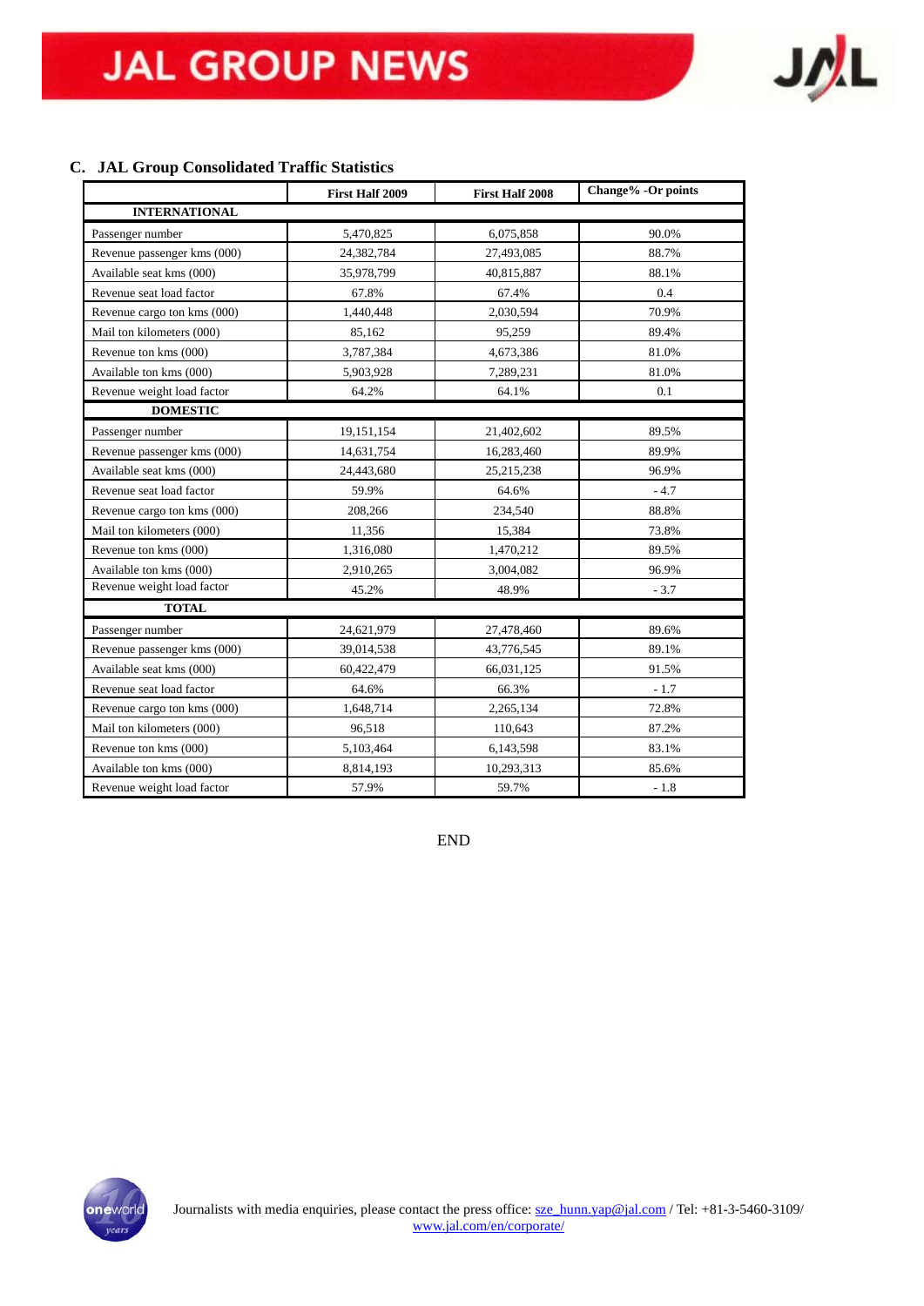### C. JAL Group Consolidated Traffic Statistics

| | First Half 2009 | First Half 2008 | Change% -Or points |
|---|---|---|---|
| **INTERNATIONAL** | | | |
| Passenger number | 5,470,825 | 6,075,858 | 90.0% |
| Revenue passenger kms (000) | 24,382,784 | 27,493,085 | 88.7% |
| Available seat kms (000) | 35,978,799 | 40,815,887 | 88.1% |
| Revenue seat load factor | 67.8% | 67.4% | 0.4 |
| Revenue cargo ton kms (000) | 1,440,448 | 2,030,594 | 70.9% |
| Mail ton kilometers (000) | 85,162 | 95,259 | 89.4% |
| Revenue ton kms (000) | 3,787,384 | 4,673,386 | 81.0% |
| Available ton kms (000) | 5,903,928 | 7,289,231 | 81.0% |
| Revenue weight load factor | 64.2% | 64.1% | 0.1 |
| **DOMESTIC** | | | |
| Passenger number | 19,151,154 | 21,402,602 | 89.5% |
| Revenue passenger kms (000) | 14,631,754 | 16,283,460 | 89.9% |
| Available seat kms (000) | 24,443,680 | 25,215,238 | 96.9% |
| Revenue seat load factor | 59.9% | 64.6% | - 4.7 |
| Revenue cargo ton kms (000) | 208,266 | 234,540 | 88.8% |
| Mail ton kilometers (000) | 11,356 | 15,384 | 73.8% |
| Revenue ton kms (000) | 1,316,080 | 1,470,212 | 89.5% |
| Available ton kms (000) | 2,910,265 | 3,004,082 | 96.9% |
| Revenue weight load factor | 45.2% | 48.9% | - 3.7 |
| **TOTAL** | | | |
| Passenger number | 24,621,979 | 27,478,460 | 89.6% |
| Revenue passenger kms (000) | 39,014,538 | 43,776,545 | 89.1% |
| Available seat kms (000) | 60,422,479 | 66,031,125 | 91.5% |
| Revenue seat load factor | 64.6% | 66.3% | - 1.7 |
| Revenue cargo ton kms (000) | 1,648,714 | 2,265,134 | 72.8% |
| Mail ton kilometers (000) | 96,518 | 110,643 | 87.2% |
| Revenue ton kms (000) | 5,103,464 | 6,143,598 | 83.1% |
| Available ton kms (000) | 8,814,193 | 10,293,313 | 85.6% |
| Revenue weight load factor | 57.9% | 59.7% | - 1.8 |

END

Journalists with media enquiries, please contact the press office: sze_hunn.yap@jal.com / Tel: +81-3-5460-3109/ www.jal.com/en/corporate/